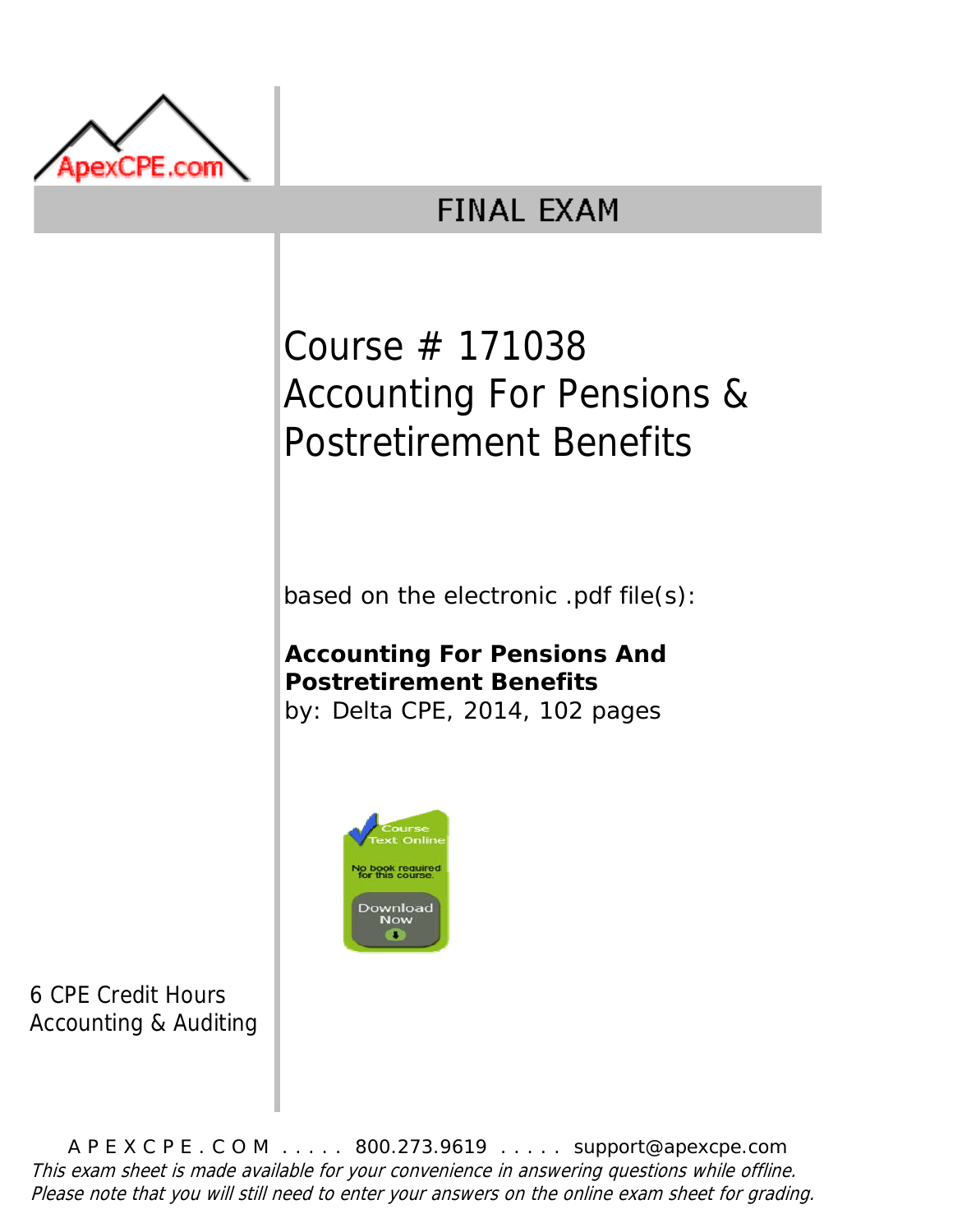ApexCPE.com

# FINAL EXAM

## Course # 171038
## Accounting For Pensions & Postretirement Benefits

based on the electronic .pdf file(s):

**Accounting For Pensions And Postretirement Benefits**
by: Delta CPE, 2014, 102 pages

Course Text Online
No book required for this course.
Download Now

6 CPE Credit Hours
Accounting & Auditing

A P E X C P E . C O M . . . . . 800.273.9619 . . . . . support@apexcpe.com

*This exam sheet is made available for your convenience in answering questions while offline. Please note that you will still need to enter your answers on the online exam sheet for grading.*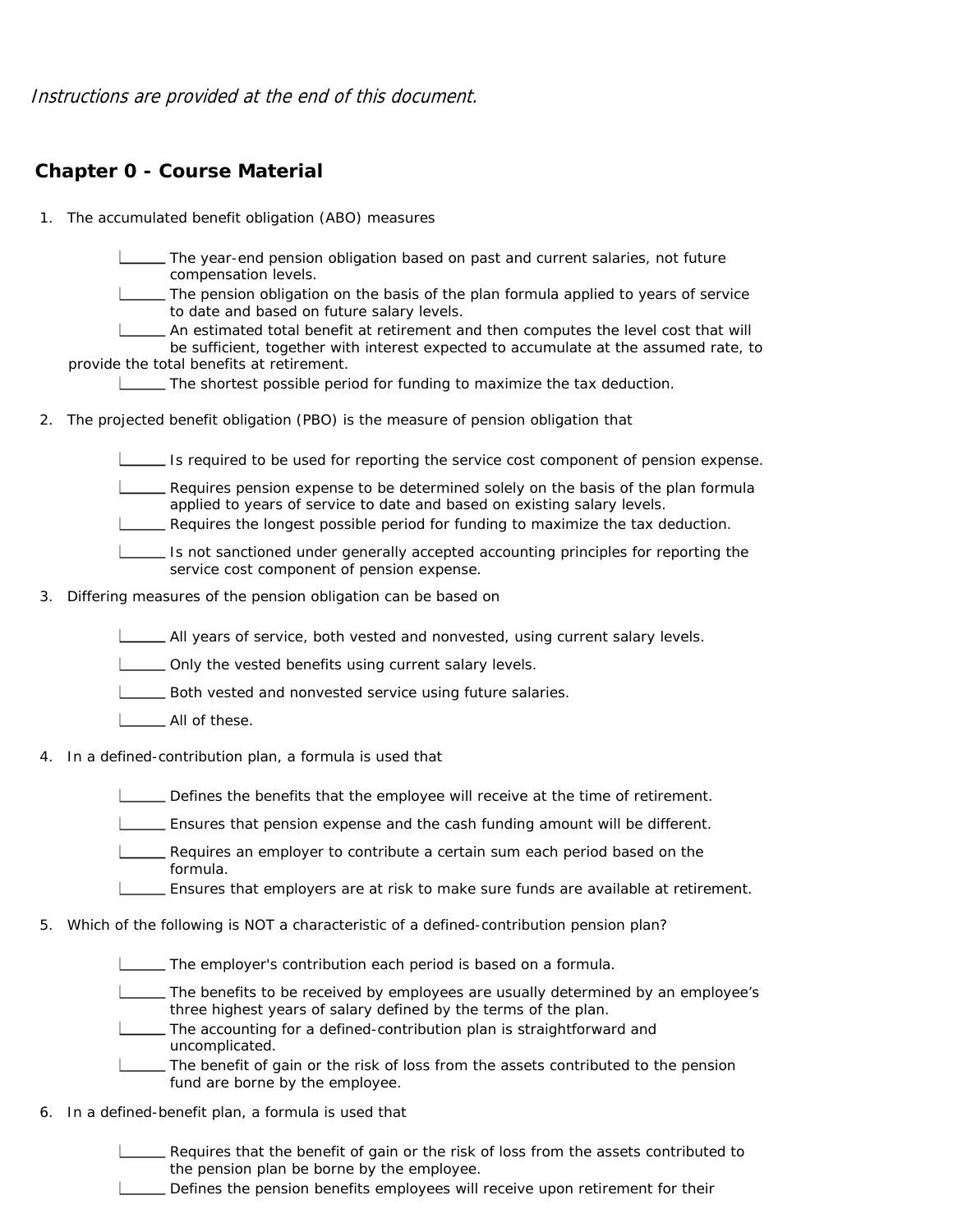*Instructions are provided at the end of this document.*

## Chapter 0 - Course Material

1. The accumulated benefit obligation (ABO) measures

   - ______ The year-end pension obligation based on past and current salaries, not future compensation levels.
   - ______ The pension obligation on the basis of the plan formula applied to years of service to date and based on future salary levels.
   - ______ An estimated total benefit at retirement and then computes the level cost that will be sufficient, together with interest expected to accumulate at the assumed rate, to provide the total benefits at retirement.
   - ______ The shortest possible period for funding to maximize the tax deduction.

2. The projected benefit obligation (PBO) is the measure of pension obligation that

   - ______ Is required to be used for reporting the service cost component of pension expense.
   - ______ Requires pension expense to be determined solely on the basis of the plan formula applied to years of service to date and based on existing salary levels.
   - ______ Requires the longest possible period for funding to maximize the tax deduction.
   - ______ Is not sanctioned under generally accepted accounting principles for reporting the service cost component of pension expense.

3. Differing measures of the pension obligation can be based on

   - ______ All years of service, both vested and nonvested, using current salary levels.
   - ______ Only the vested benefits using current salary levels.
   - ______ Both vested and nonvested service using future salaries.
   - ______ All of these.

4. In a defined-contribution plan, a formula is used that

   - ______ Defines the benefits that the employee will receive at the time of retirement.
   - ______ Ensures that pension expense and the cash funding amount will be different.
   - ______ Requires an employer to contribute a certain sum each period based on the formula.
   - ______ Ensures that employers are at risk to make sure funds are available at retirement.

5. Which of the following is NOT a characteristic of a defined-contribution pension plan?

   - ______ The employer's contribution each period is based on a formula.
   - ______ The benefits to be received by employees are usually determined by an employee's three highest years of salary defined by the terms of the plan.
   - ______ The accounting for a defined-contribution plan is straightforward and uncomplicated.
   - ______ The benefit of gain or the risk of loss from the assets contributed to the pension fund are borne by the employee.

6. In a defined-benefit plan, a formula is used that

   - ______ Requires that the benefit of gain or the risk of loss from the assets contributed to the pension plan be borne by the employee.
   - ______ Defines the pension benefits employees will receive upon retirement for their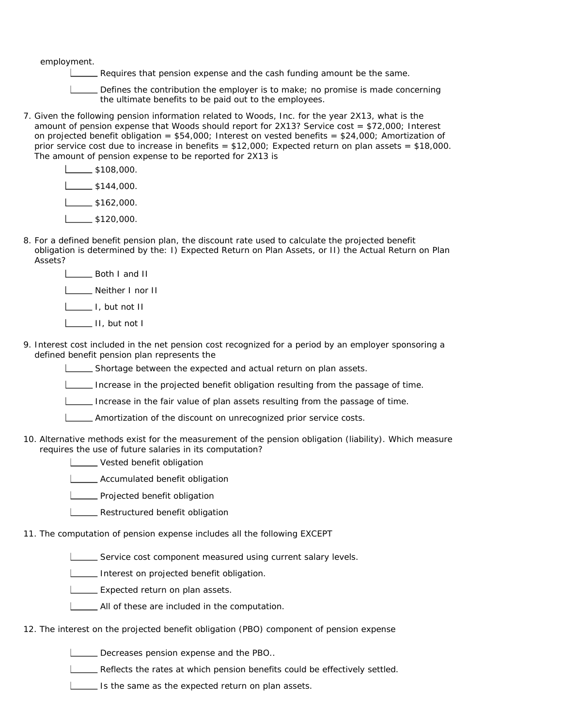employment.

- ______ Requires that pension expense and the cash funding amount be the same.
- ______ Defines the contribution the employer is to make; no promise is made concerning the ultimate benefits to be paid out to the employees.

7. Given the following pension information related to Woods, Inc. for the year 2X13, what is the amount of pension expense that Woods should report for 2X13? Service cost = $72,000; Interest on projected benefit obligation = $54,000; Interest on vested benefits = $24,000; Amortization of prior service cost due to increase in benefits = $12,000; Expected return on plan assets = $18,000. The amount of pension expense to be reported for 2X13 is

   - ______ $108,000.
   - ______ $144,000.
   - ______ $162,000.
   - ______ $120,000.

8. For a defined benefit pension plan, the discount rate used to calculate the projected benefit obligation is determined by the: I) Expected Return on Plan Assets, or II) the Actual Return on Plan Assets?

   - ______ Both I and II
   - ______ Neither I nor II
   - ______ I, but not II
   - ______ II, but not I

9. Interest cost included in the net pension cost recognized for a period by an employer sponsoring a defined benefit pension plan represents the

   - ______ Shortage between the expected and actual return on plan assets.
   - ______ Increase in the projected benefit obligation resulting from the passage of time.
   - ______ Increase in the fair value of plan assets resulting from the passage of time.
   - ______ Amortization of the discount on unrecognized prior service costs.

10. Alternative methods exist for the measurement of the pension obligation (liability). Which measure requires the use of future salaries in its computation?

    - ______ Vested benefit obligation
    - ______ Accumulated benefit obligation
    - ______ Projected benefit obligation
    - ______ Restructured benefit obligation

11. The computation of pension expense includes all the following EXCEPT

    - ______ Service cost component measured using current salary levels.
    - ______ Interest on projected benefit obligation.
    - ______ Expected return on plan assets.
    - ______ All of these are included in the computation.

12. The interest on the projected benefit obligation (PBO) component of pension expense

    - ______ Decreases pension expense and the PBO..
    - ______ Reflects the rates at which pension benefits could be effectively settled.
    - ______ Is the same as the expected return on plan assets.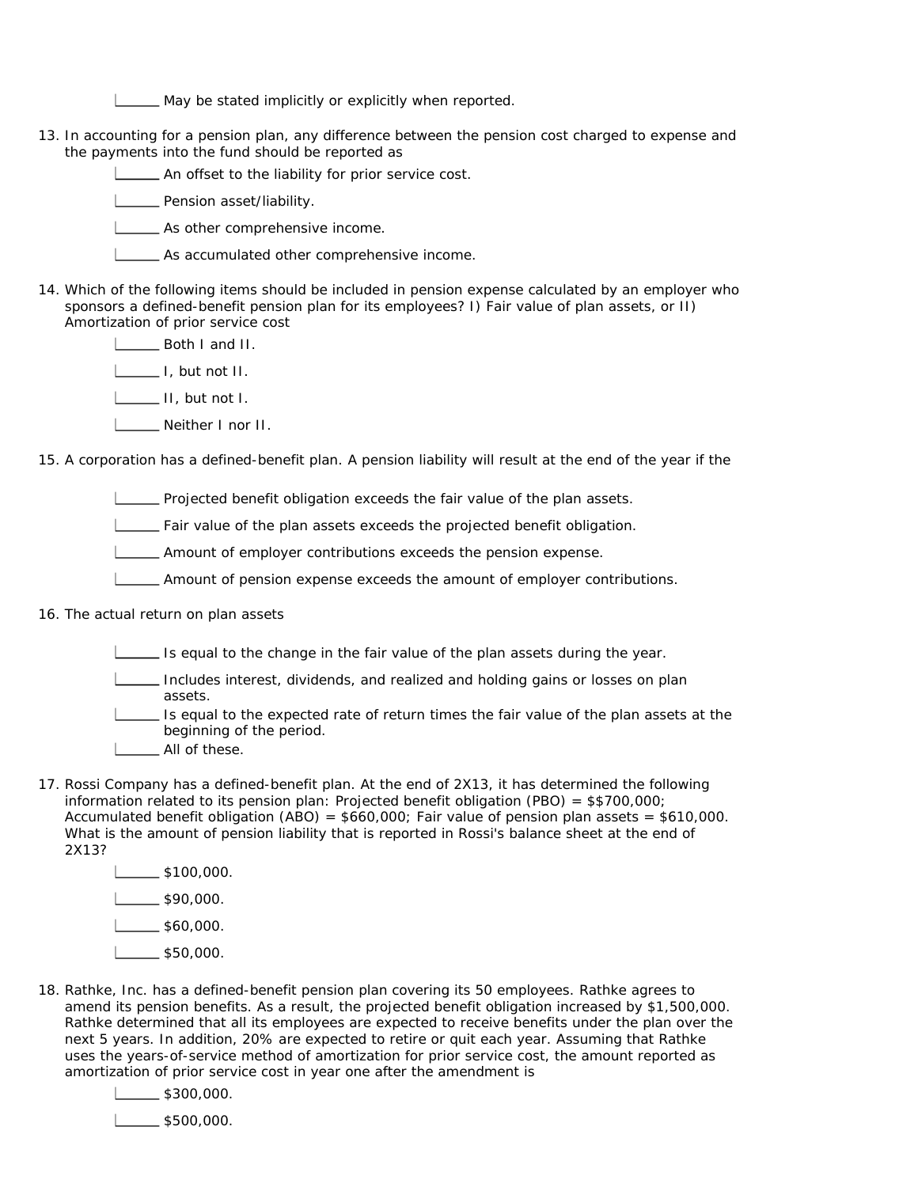\_\_\_\_\_\_ May be stated implicitly or explicitly when reported.

13. In accounting for a pension plan, any difference between the pension cost charged to expense and the payments into the fund should be reported as

    \_\_\_\_\_\_ An offset to the liability for prior service cost.

    \_\_\_\_\_\_ Pension asset/liability.

    \_\_\_\_\_\_ As other comprehensive income.

    \_\_\_\_\_\_ As accumulated other comprehensive income.

14. Which of the following items should be included in pension expense calculated by an employer who sponsors a defined-benefit pension plan for its employees? I) Fair value of plan assets, or II) Amortization of prior service cost

    \_\_\_\_\_\_ Both I and II.

    \_\_\_\_\_\_ I, but not II.

    \_\_\_\_\_\_ II, but not I.

    \_\_\_\_\_\_ Neither I nor II.

15. A corporation has a defined-benefit plan. A pension liability will result at the end of the year if the

    \_\_\_\_\_\_ Projected benefit obligation exceeds the fair value of the plan assets.

    \_\_\_\_\_\_ Fair value of the plan assets exceeds the projected benefit obligation.

    \_\_\_\_\_\_ Amount of employer contributions exceeds the pension expense.

    \_\_\_\_\_\_ Amount of pension expense exceeds the amount of employer contributions.

16. The actual return on plan assets

    \_\_\_\_\_\_ Is equal to the change in the fair value of the plan assets during the year.

    \_\_\_\_\_\_ Includes interest, dividends, and realized and holding gains or losses on plan assets.

    \_\_\_\_\_\_ Is equal to the expected rate of return times the fair value of the plan assets at the beginning of the period.

    \_\_\_\_\_\_ All of these.

17. Rossi Company has a defined-benefit plan. At the end of 2X13, it has determined the following information related to its pension plan: Projected benefit obligation (PBO) = $$700,000; Accumulated benefit obligation (ABO) = $660,000; Fair value of pension plan assets = $610,000. What is the amount of pension liability that is reported in Rossi's balance sheet at the end of 2X13?

    \_\_\_\_\_\_ $100,000.

    \_\_\_\_\_\_ $90,000.

    \_\_\_\_\_\_ $60,000.

    \_\_\_\_\_\_ $50,000.

18. Rathke, Inc. has a defined-benefit pension plan covering its 50 employees. Rathke agrees to amend its pension benefits. As a result, the projected benefit obligation increased by $1,500,000. Rathke determined that all its employees are expected to receive benefits under the plan over the next 5 years. In addition, 20% are expected to retire or quit each year. Assuming that Rathke uses the years-of-service method of amortization for prior service cost, the amount reported as amortization of prior service cost in year one after the amendment is

    \_\_\_\_\_\_ $300,000.

    \_\_\_\_\_\_ $500,000.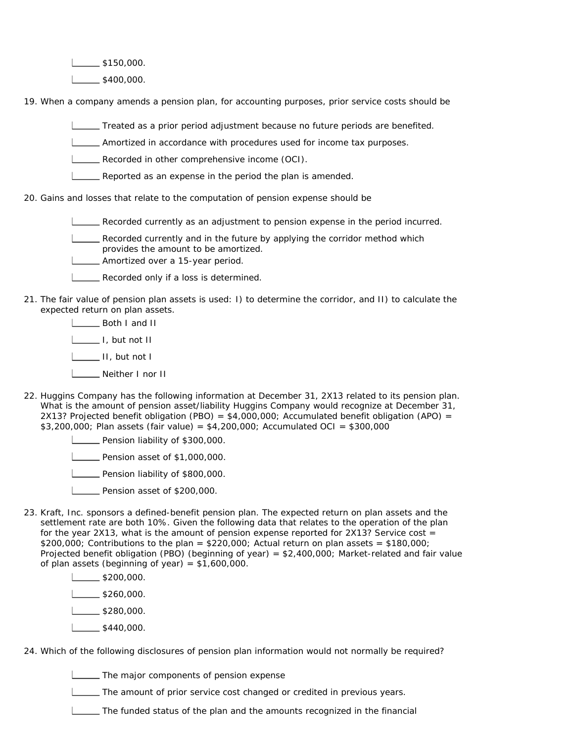- ______ $150,000.
- ______ $400,000.

19. When a company amends a pension plan, for accounting purposes, prior service costs should be

- ______ Treated as a prior period adjustment because no future periods are benefited.
- ______ Amortized in accordance with procedures used for income tax purposes.
- ______ Recorded in other comprehensive income (OCI).
- ______ Reported as an expense in the period the plan is amended.

20. Gains and losses that relate to the computation of pension expense should be

- ______ Recorded currently as an adjustment to pension expense in the period incurred.
- ______ Recorded currently and in the future by applying the corridor method which provides the amount to be amortized.
- ______ Amortized over a 15-year period.
- ______ Recorded only if a loss is determined.

21. The fair value of pension plan assets is used: I) to determine the corridor, and II) to calculate the expected return on plan assets.

- ______ Both I and II
- ______ I, but not II
- ______ II, but not I
- ______ Neither I nor II

22. Huggins Company has the following information at December 31, 2X13 related to its pension plan. What is the amount of pension asset/liability Huggins Company would recognize at December 31, 2X13? Projected benefit obligation (PBO) = $4,000,000; Accumulated benefit obligation (APO) = $3,200,000; Plan assets (fair value) = $4,200,000; Accumulated OCI = $300,000

- ______ Pension liability of $300,000.
- ______ Pension asset of $1,000,000.
- ______ Pension liability of $800,000.
- ______ Pension asset of $200,000.

23. Kraft, Inc. sponsors a defined-benefit pension plan. The expected return on plan assets and the settlement rate are both 10%. Given the following data that relates to the operation of the plan for the year 2X13, what is the amount of pension expense reported for 2X13? Service cost = $200,000; Contributions to the plan = $220,000; Actual return on plan assets = $180,000; Projected benefit obligation (PBO) (beginning of year) = $2,400,000; Market-related and fair value of plan assets (beginning of year) = $1,600,000.

- ______ $200,000.
- ______ $260,000.
- ______ $280,000.
- ______ $440,000.

24. Which of the following disclosures of pension plan information would not normally be required?

- ______ The major components of pension expense
- ______ The amount of prior service cost changed or credited in previous years.
- ______ The funded status of the plan and the amounts recognized in the financial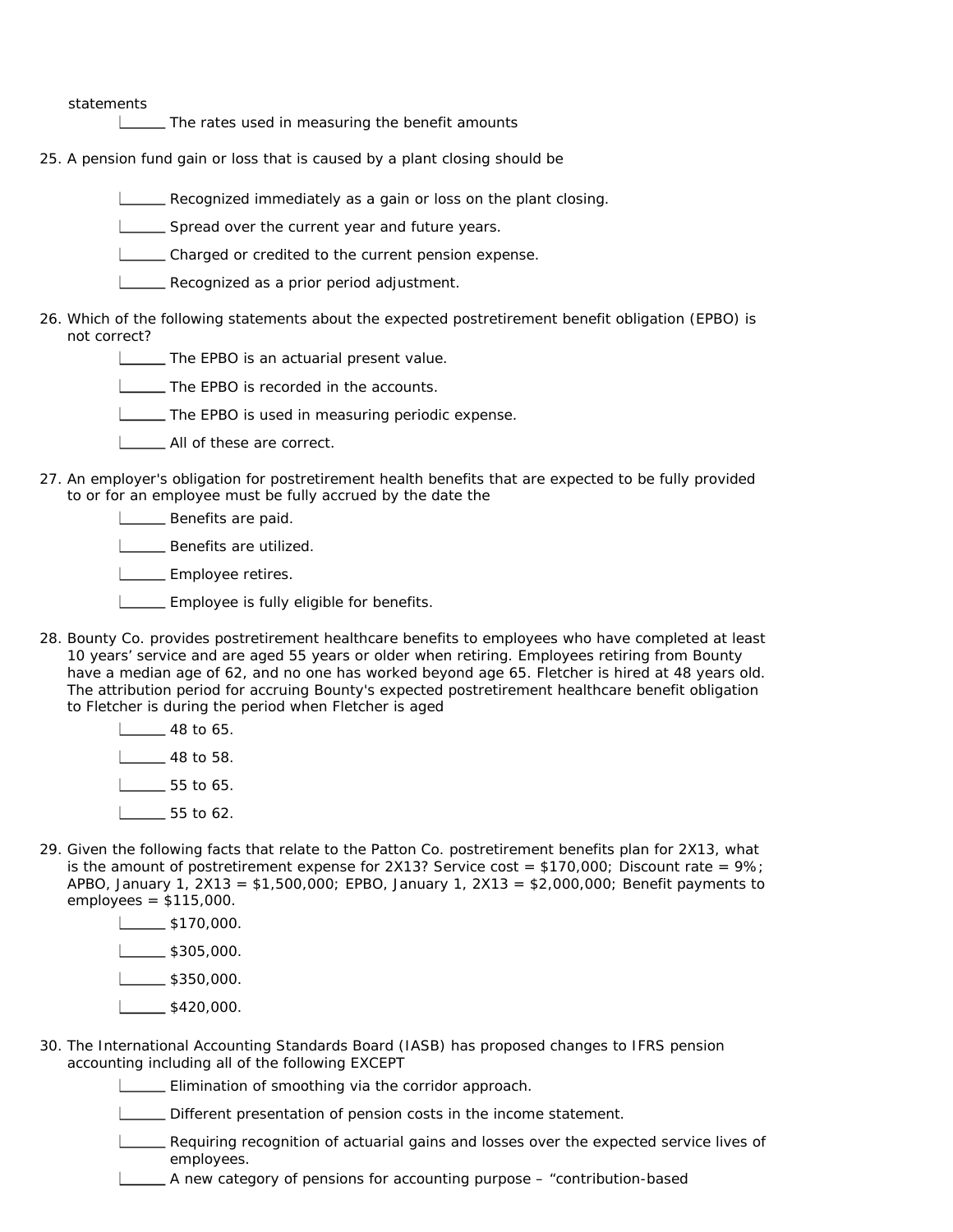statements

- ______ The rates used in measuring the benefit amounts

25. A pension fund gain or loss that is caused by a plant closing should be

- ______ Recognized immediately as a gain or loss on the plant closing.
- ______ Spread over the current year and future years.
- ______ Charged or credited to the current pension expense.
- ______ Recognized as a prior period adjustment.

26. Which of the following statements about the expected postretirement benefit obligation (EPBO) is not correct?

- ______ The EPBO is an actuarial present value.
- ______ The EPBO is recorded in the accounts.
- ______ The EPBO is used in measuring periodic expense.
- ______ All of these are correct.

27. An employer's obligation for postretirement health benefits that are expected to be fully provided to or for an employee must be fully accrued by the date the

- ______ Benefits are paid.
- ______ Benefits are utilized.
- ______ Employee retires.
- ______ Employee is fully eligible for benefits.

28. Bounty Co. provides postretirement healthcare benefits to employees who have completed at least 10 years' service and are aged 55 years or older when retiring. Employees retiring from Bounty have a median age of 62, and no one has worked beyond age 65. Fletcher is hired at 48 years old. The attribution period for accruing Bounty's expected postretirement healthcare benefit obligation to Fletcher is during the period when Fletcher is aged

- ______ 48 to 65.
- ______ 48 to 58.
- ______ 55 to 65.
- ______ 55 to 62.

29. Given the following facts that relate to the Patton Co. postretirement benefits plan for 2X13, what is the amount of postretirement expense for 2X13? Service cost = $170,000; Discount rate = 9%; APBO, January 1, 2X13 = $1,500,000; EPBO, January 1, 2X13 = $2,000,000; Benefit payments to employees = $115,000.

- ______ $170,000.
- ______ $305,000.
- ______ $350,000.
- ______ $420,000.

30. The International Accounting Standards Board (IASB) has proposed changes to IFRS pension accounting including all of the following EXCEPT

- ______ Elimination of smoothing via the corridor approach.
- ______ Different presentation of pension costs in the income statement.
- ______ Requiring recognition of actuarial gains and losses over the expected service lives of employees.
- ______ A new category of pensions for accounting purpose – "contribution-based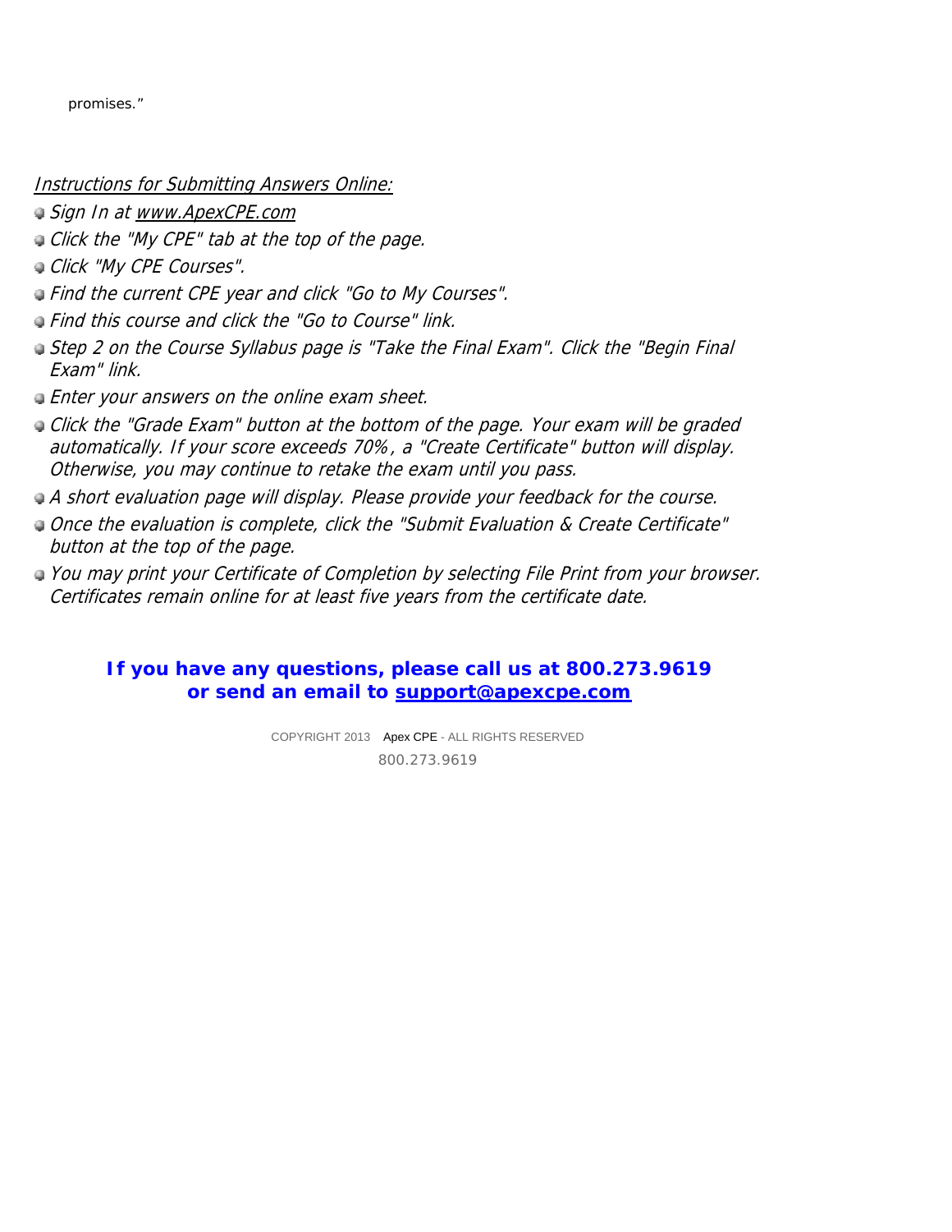promises.”

*Instructions for Submitting Answers Online:*

- *Sign In at www.ApexCPE.com*
- *Click the "My CPE" tab at the top of the page.*
- *Click "My CPE Courses".*
- *Find the current CPE year and click "Go to My Courses".*
- *Find this course and click the "Go to Course" link.*
- *Step 2 on the Course Syllabus page is "Take the Final Exam". Click the "Begin Final Exam" link.*
- *Enter your answers on the online exam sheet.*
- *Click the "Grade Exam" button at the bottom of the page. Your exam will be graded automatically. If your score exceeds 70%, a "Create Certificate" button will display. Otherwise, you may continue to retake the exam until you pass.*
- *A short evaluation page will display. Please provide your feedback for the course.*
- *Once the evaluation is complete, click the "Submit Evaluation & Create Certificate" button at the top of the page.*
- *You may print your Certificate of Completion by selecting File Print from your browser. Certificates remain online for at least five years from the certificate date.*

**If you have any questions, please call us at 800.273.9619 or send an email to support@apexcpe.com**

COPYRIGHT 2013 Apex CPE - ALL RIGHTS RESERVED
800.273.9619